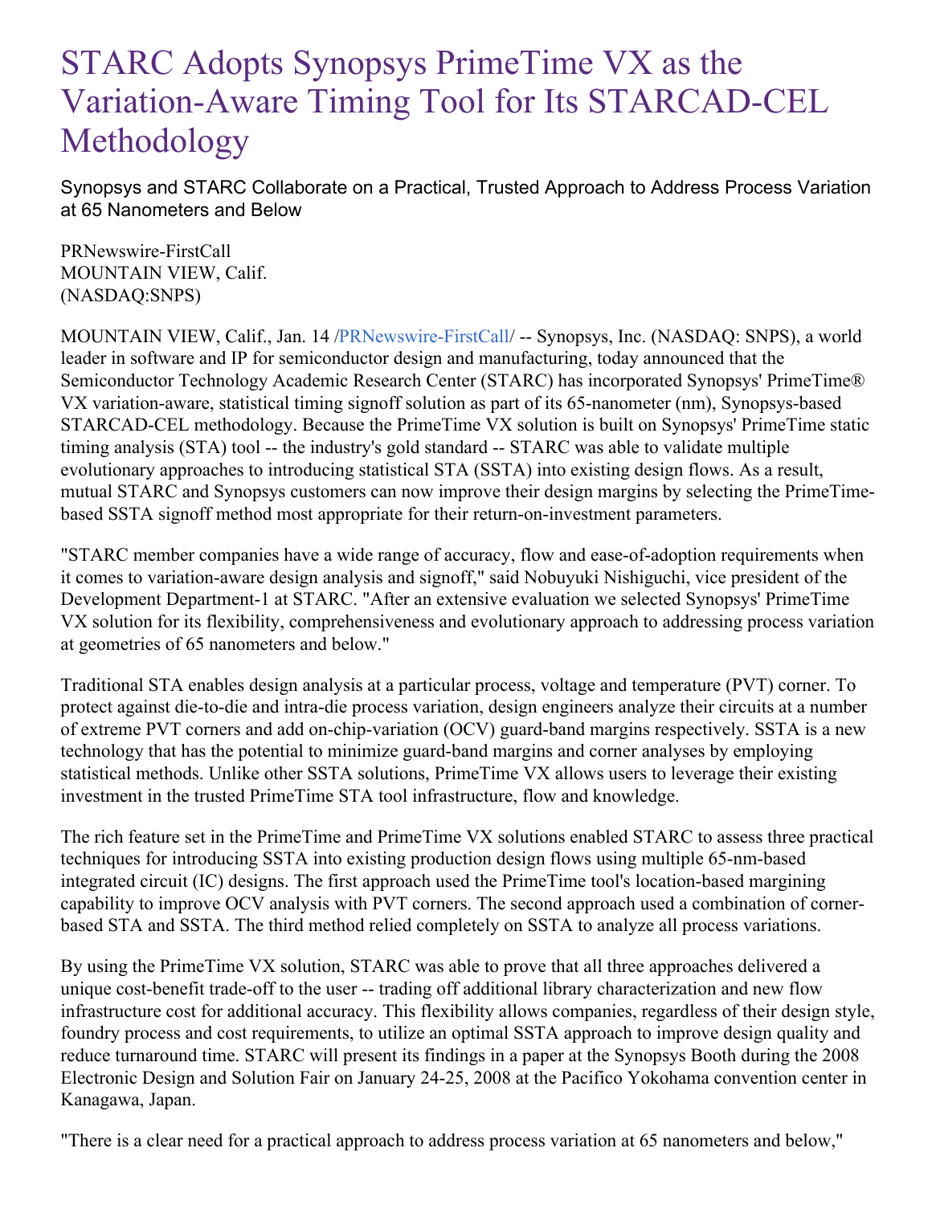# STARC Adopts Synopsys PrimeTime VX as the Variation-Aware Timing Tool for Its STARCAD-CEL Methodology

Synopsys and STARC Collaborate on a Practical, Trusted Approach to Address Process Variation at 65 Nanometers and Below

PRNewswire-FirstCall
MOUNTAIN VIEW, Calif.
(NASDAQ:SNPS)

MOUNTAIN VIEW, Calif., Jan. 14 /PRNewswire-FirstCall/ -- Synopsys, Inc. (NASDAQ: SNPS), a world leader in software and IP for semiconductor design and manufacturing, today announced that the Semiconductor Technology Academic Research Center (STARC) has incorporated Synopsys' PrimeTime® VX variation-aware, statistical timing signoff solution as part of its 65-nanometer (nm), Synopsys-based STARCAD-CEL methodology. Because the PrimeTime VX solution is built on Synopsys' PrimeTime static timing analysis (STA) tool -- the industry's gold standard -- STARC was able to validate multiple evolutionary approaches to introducing statistical STA (SSTA) into existing design flows. As a result, mutual STARC and Synopsys customers can now improve their design margins by selecting the PrimeTime-based SSTA signoff method most appropriate for their return-on-investment parameters.

"STARC member companies have a wide range of accuracy, flow and ease-of-adoption requirements when it comes to variation-aware design analysis and signoff," said Nobuyuki Nishiguchi, vice president of the Development Department-1 at STARC. "After an extensive evaluation we selected Synopsys' PrimeTime VX solution for its flexibility, comprehensiveness and evolutionary approach to addressing process variation at geometries of 65 nanometers and below."

Traditional STA enables design analysis at a particular process, voltage and temperature (PVT) corner. To protect against die-to-die and intra-die process variation, design engineers analyze their circuits at a number of extreme PVT corners and add on-chip-variation (OCV) guard-band margins respectively. SSTA is a new technology that has the potential to minimize guard-band margins and corner analyses by employing statistical methods. Unlike other SSTA solutions, PrimeTime VX allows users to leverage their existing investment in the trusted PrimeTime STA tool infrastructure, flow and knowledge.

The rich feature set in the PrimeTime and PrimeTime VX solutions enabled STARC to assess three practical techniques for introducing SSTA into existing production design flows using multiple 65-nm-based integrated circuit (IC) designs. The first approach used the PrimeTime tool's location-based margining capability to improve OCV analysis with PVT corners. The second approach used a combination of corner-based STA and SSTA. The third method relied completely on SSTA to analyze all process variations.

By using the PrimeTime VX solution, STARC was able to prove that all three approaches delivered a unique cost-benefit trade-off to the user -- trading off additional library characterization and new flow infrastructure cost for additional accuracy. This flexibility allows companies, regardless of their design style, foundry process and cost requirements, to utilize an optimal SSTA approach to improve design quality and reduce turnaround time. STARC will present its findings in a paper at the Synopsys Booth during the 2008 Electronic Design and Solution Fair on January 24-25, 2008 at the Pacifico Yokohama convention center in Kanagawa, Japan.

"There is a clear need for a practical approach to address process variation at 65 nanometers and below,"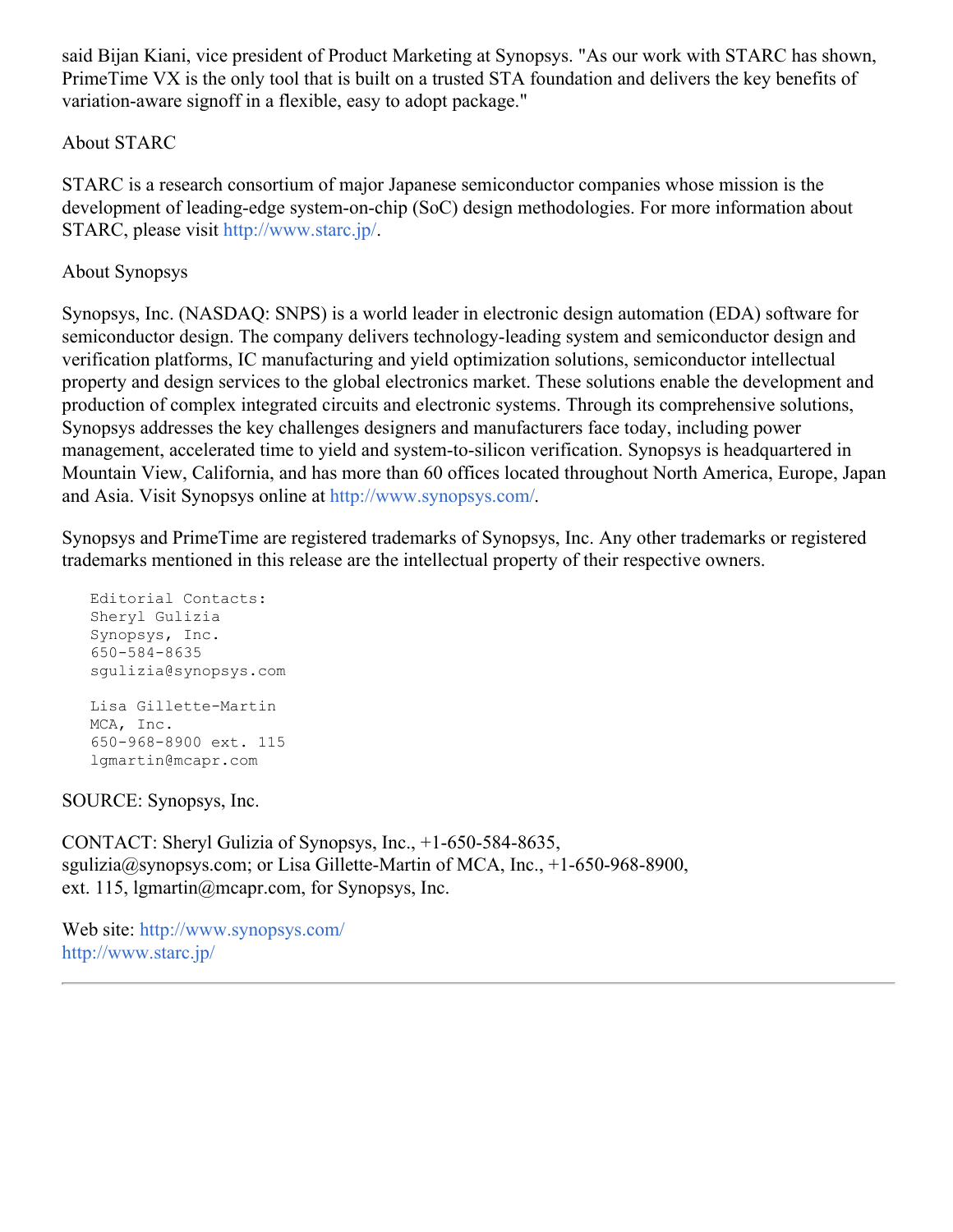said Bijan Kiani, vice president of Product Marketing at Synopsys. "As our work with STARC has shown, PrimeTime VX is the only tool that is built on a trusted STA foundation and delivers the key benefits of variation-aware signoff in a flexible, easy to adopt package."

About STARC

STARC is a research consortium of major Japanese semiconductor companies whose mission is the development of leading-edge system-on-chip (SoC) design methodologies. For more information about STARC, please visit http://www.starc.jp/.

About Synopsys

Synopsys, Inc. (NASDAQ: SNPS) is a world leader in electronic design automation (EDA) software for semiconductor design. The company delivers technology-leading system and semiconductor design and verification platforms, IC manufacturing and yield optimization solutions, semiconductor intellectual property and design services to the global electronics market. These solutions enable the development and production of complex integrated circuits and electronic systems. Through its comprehensive solutions, Synopsys addresses the key challenges designers and manufacturers face today, including power management, accelerated time to yield and system-to-silicon verification. Synopsys is headquartered in Mountain View, California, and has more than 60 offices located throughout North America, Europe, Japan and Asia. Visit Synopsys online at http://www.synopsys.com/.

Synopsys and PrimeTime are registered trademarks of Synopsys, Inc. Any other trademarks or registered trademarks mentioned in this release are the intellectual property of their respective owners.

```
Editorial Contacts:
Sheryl Gulizia
Synopsys, Inc.
650-584-8635
sgulizia@synopsys.com

Lisa Gillette-Martin
MCA, Inc.
650-968-8900 ext. 115
lgmartin@mcapr.com
```

SOURCE: Synopsys, Inc.

CONTACT: Sheryl Gulizia of Synopsys, Inc., +1-650-584-8635, sgulizia@synopsys.com; or Lisa Gillette-Martin of MCA, Inc., +1-650-968-8900, ext. 115, lgmartin@mcapr.com, for Synopsys, Inc.

Web site: http://www.synopsys.com/
http://www.starc.jp/